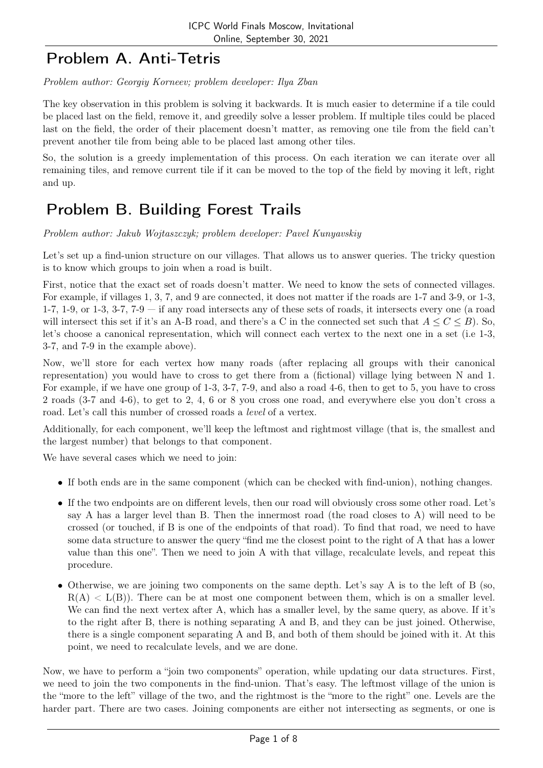# Problem A. Anti-Tetris

*Problem author: Georgiy Korneev; problem developer: Ilya Zban*

The key observation in this problem is solving it backwards. It is much easier to determine if a tile could be placed last on the field, remove it, and greedily solve a lesser problem. If multiple tiles could be placed last on the field, the order of their placement doesn't matter, as removing one tile from the field can't prevent another tile from being able to be placed last among other tiles.

So, the solution is a greedy implementation of this process. On each iteration we can iterate over all remaining tiles, and remove current tile if it can be moved to the top of the field by moving it left, right and up.

# Problem B. Building Forest Trails

*Problem author: Jakub Wojtaszczyk; problem developer: Pavel Kunyavskiy*

Let's set up a find-union structure on our villages. That allows us to answer queries. The tricky question is to know which groups to join when a road is built.

First, notice that the exact set of roads doesn't matter. We need to know the sets of connected villages. For example, if villages 1, 3, 7, and 9 are connected, it does not matter if the roads are 1-7 and 3-9, or 1-3, 1-7, 1-9, or 1-3, 3-7, 7-9 — if any road intersects any of these sets of roads, it intersects every one (a road will intersect this set if it's an A-B road, and there's a C in the connected set such that $A \leq C \leq B$). So, let's choose a canonical representation, which will connect each vertex to the next one in a set (i.e 1-3, 3-7, and 7-9 in the example above).

Now, we'll store for each vertex how many roads (after replacing all groups with their canonical representation) you would have to cross to get there from a (fictional) village lying between N and 1. For example, if we have one group of 1-3, 3-7, 7-9, and also a road 4-6, then to get to 5, you have to cross 2 roads (3-7 and 4-6), to get to 2, 4, 6 or 8 you cross one road, and everywhere else you don't cross a road. Let's call this number of crossed roads a *level* of a vertex.

Additionally, for each component, we'll keep the leftmost and rightmost village (that is, the smallest and the largest number) that belongs to that component.

We have several cases which we need to join:

- If both ends are in the same component (which can be checked with find-union), nothing changes.
- If the two endpoints are on different levels, then our road will obviously cross some other road. Let's say A has a larger level than B. Then the innermost road (the road closes to A) will need to be crossed (or touched, if B is one of the endpoints of that road). To find that road, we need to have some data structure to answer the query "find me the closest point to the right of A that has a lower value than this one". Then we need to join A with that village, recalculate levels, and repeat this procedure.
- Otherwise, we are joining two components on the same depth. Let's say A is to the left of B (so, $R(A) < L(B)$). There can be at most one component between them, which is on a smaller level. We can find the next vertex after A, which has a smaller level, by the same query, as above. If it's to the right after B, there is nothing separating A and B, and they can be just joined. Otherwise, there is a single component separating A and B, and both of them should be joined with it. At this point, we need to recalculate levels, and we are done.

Now, we have to perform a "join two components" operation, while updating our data structures. First, we need to join the two components in the find-union. That's easy. The leftmost village of the union is the "more to the left" village of the two, and the rightmost is the "more to the right" one. Levels are the harder part. There are two cases. Joining components are either not intersecting as segments, or one is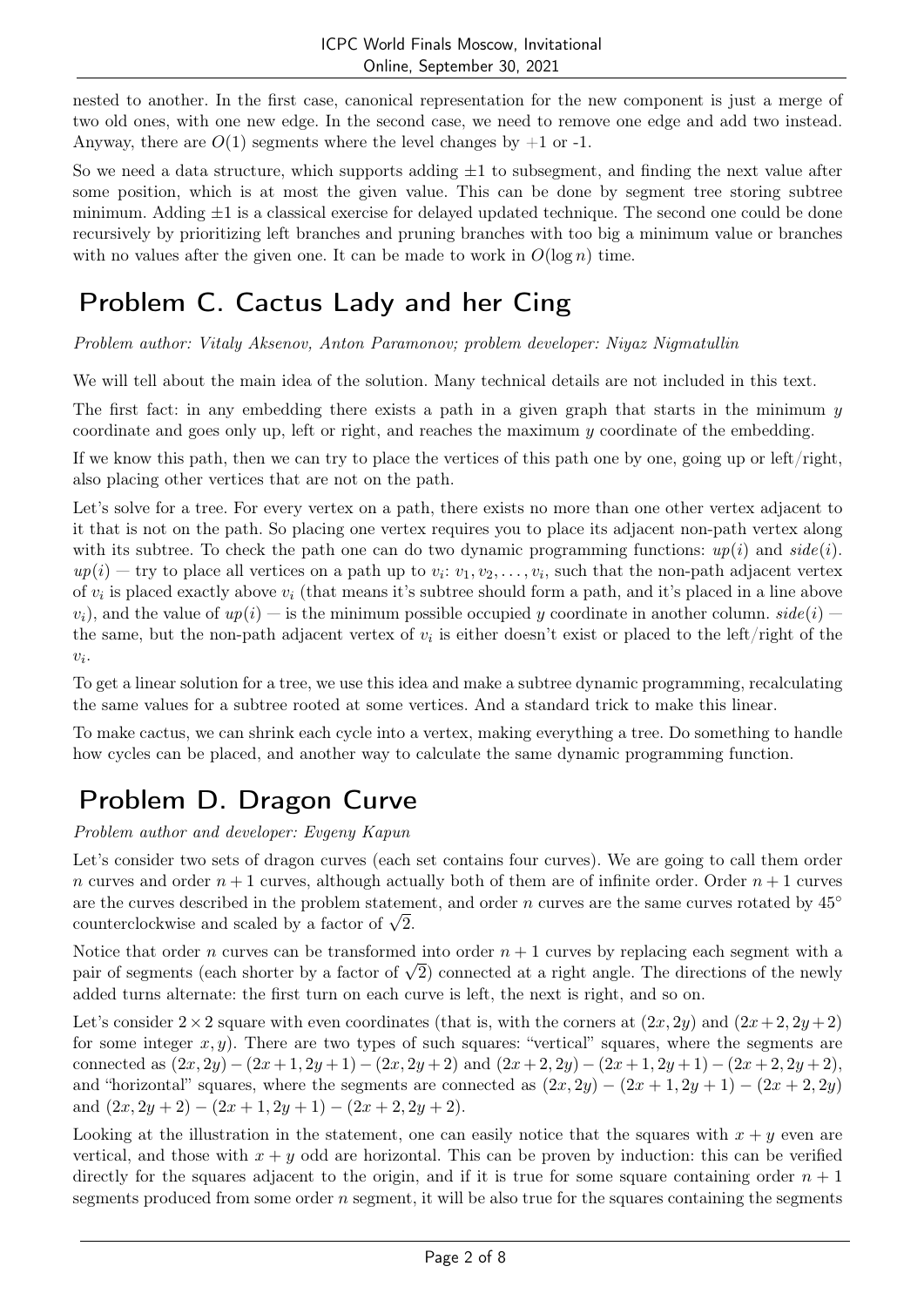nested to another. In the first case, canonical representation for the new component is just a merge of two old ones, with one new edge. In the second case, we need to remove one edge and add two instead. Anyway, there are $O(1)$ segments where the level changes by $+1$ or -1.

So we need a data structure, which supports adding $\pm 1$ to subsegment, and finding the next value after some position, which is at most the given value. This can be done by segment tree storing subtree minimum. Adding $\pm 1$ is a classical exercise for delayed updated technique. The second one could be done recursively by prioritizing left branches and pruning branches with too big a minimum value or branches with no values after the given one. It can be made to work in $O(\log n)$ time.

# Problem C. Cactus Lady and her Cing

*Problem author: Vitaly Aksenov, Anton Paramonov; problem developer: Niyaz Nigmatullin*

We will tell about the main idea of the solution. Many technical details are not included in this text.

The first fact: in any embedding there exists a path in a given graph that starts in the minimum $y$ coordinate and goes only up, left or right, and reaches the maximum $y$ coordinate of the embedding.

If we know this path, then we can try to place the vertices of this path one by one, going up or left/right, also placing other vertices that are not on the path.

Let's solve for a tree. For every vertex on a path, there exists no more than one other vertex adjacent to it that is not on the path. So placing one vertex requires you to place its adjacent non-path vertex along with its subtree. To check the path one can do two dynamic programming functions: $up(i)$ and $side(i)$. $up(i)$ — try to place all vertices on a path up to $v_i$: $v_1, v_2, \ldots, v_i$, such that the non-path adjacent vertex of $v_i$ is placed exactly above $v_i$ (that means it's subtree should form a path, and it's placed in a line above $v_i$), and the value of $up(i)$ — is the minimum possible occupied $y$ coordinate in another column. $side(i)$ — the same, but the non-path adjacent vertex of $v_i$ is either doesn't exist or placed to the left/right of the $v_i$.

To get a linear solution for a tree, we use this idea and make a subtree dynamic programming, recalculating the same values for a subtree rooted at some vertices. And a standard trick to make this linear.

To make cactus, we can shrink each cycle into a vertex, making everything a tree. Do something to handle how cycles can be placed, and another way to calculate the same dynamic programming function.

# Problem D. Dragon Curve

*Problem author and developer: Evgeny Kapun*

Let's consider two sets of dragon curves (each set contains four curves). We are going to call them order $n$ curves and order $n+1$ curves, although actually both of them are of infinite order. Order $n+1$ curves are the curves described in the problem statement, and order $n$ curves are the same curves rotated by $45°$ counterclockwise and scaled by a factor of $\sqrt{2}$.

Notice that order $n$ curves can be transformed into order $n+1$ curves by replacing each segment with a pair of segments (each shorter by a factor of $\sqrt{2}$) connected at a right angle. The directions of the newly added turns alternate: the first turn on each curve is left, the next is right, and so on.

Let's consider $2 \times 2$ square with even coordinates (that is, with the corners at $(2x, 2y)$ and $(2x+2, 2y+2)$ for some integer $x, y$). There are two types of such squares: "vertical" squares, where the segments are connected as $(2x, 2y) - (2x+1, 2y+1) - (2x, 2y+2)$ and $(2x+2, 2y) - (2x+1, 2y+1) - (2x+2, 2y+2)$, and "horizontal" squares, where the segments are connected as $(2x, 2y) - (2x+1, 2y+1) - (2x+2, 2y)$ and $(2x, 2y+2) - (2x+1, 2y+1) - (2x+2, 2y+2)$.

Looking at the illustration in the statement, one can easily notice that the squares with $x+y$ even are vertical, and those with $x+y$ odd are horizontal. This can be proven by induction: this can be verified directly for the squares adjacent to the origin, and if it is true for some square containing order $n+1$ segments produced from some order $n$ segment, it will be also true for the squares containing the segments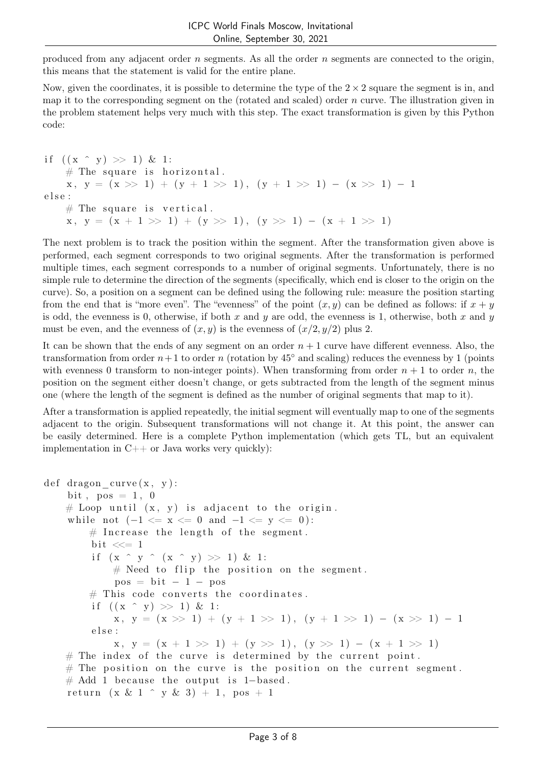produced from any adjacent order $n$ segments. As all the order $n$ segments are connected to the origin, this means that the statement is valid for the entire plane.

Now, given the coordinates, it is possible to determine the type of the $2 \times 2$ square the segment is in, and map it to the corresponding segment on the (rotated and scaled) order $n$ curve. The illustration given in the problem statement helps very much with this step. The exact transformation is given by this Python code:

```
if ((x ^ y) >> 1) & 1:
    # The square is horizontal.
    x, y = (x >> 1) + (y + 1 >> 1), (y + 1 >> 1) - (x >> 1) - 1
else:
    # The square is vertical.
    x, y = (x + 1 >> 1) + (y >> 1), (y >> 1) - (x + 1 >> 1)
```

The next problem is to track the position within the segment. After the transformation given above is performed, each segment corresponds to two original segments. After the transformation is performed multiple times, each segment corresponds to a number of original segments. Unfortunately, there is no simple rule to determine the direction of the segments (specifically, which end is closer to the origin on the curve). So, a position on a segment can be defined using the following rule: measure the position starting from the end that is "more even". The "evenness" of the point $(x, y)$ can be defined as follows: if $x + y$ is odd, the evenness is 0, otherwise, if both $x$ and $y$ are odd, the evenness is 1, otherwise, both $x$ and $y$ must be even, and the evenness of $(x, y)$ is the evenness of $(x/2, y/2)$ plus 2.

It can be shown that the ends of any segment on an order $n + 1$ curve have different evenness. Also, the transformation from order $n+1$ to order $n$ (rotation by $45°$ and scaling) reduces the evenness by 1 (points with evenness 0 transform to non-integer points). When transforming from order $n + 1$ to order $n$, the position on the segment either doesn't change, or gets subtracted from the length of the segment minus one (where the length of the segment is defined as the number of original segments that map to it).

After a transformation is applied repeatedly, the initial segment will eventually map to one of the segments adjacent to the origin. Subsequent transformations will not change it. At this point, the answer can be easily determined. Here is a complete Python implementation (which gets TL, but an equivalent implementation in C++ or Java works very quickly):

```
def dragon_curve(x, y):
    bit, pos = 1, 0
    # Loop until (x, y) is adjacent to the origin.
    while not (-1 <= x <= 0 and -1 <= y <= 0):
        # Increase the length of the segment.
        bit <<= 1
        if (x ^ y ^ (x ^ y) >> 1) & 1:
            # Need to flip the position on the segment.
            pos = bit - 1 - pos
        # This code converts the coordinates.
        if ((x ^ y) >> 1) & 1:
            x, y = (x >> 1) + (y + 1 >> 1), (y + 1 >> 1) - (x >> 1) - 1
        else:
            x, y = (x + 1 >> 1) + (y >> 1), (y >> 1) - (x + 1 >> 1)
    # The index of the curve is determined by the current point.
    # The position on the curve is the position on the current segment.
    # Add 1 because the output is 1-based.
    return (x & 1 ^ y & 3) + 1, pos + 1
```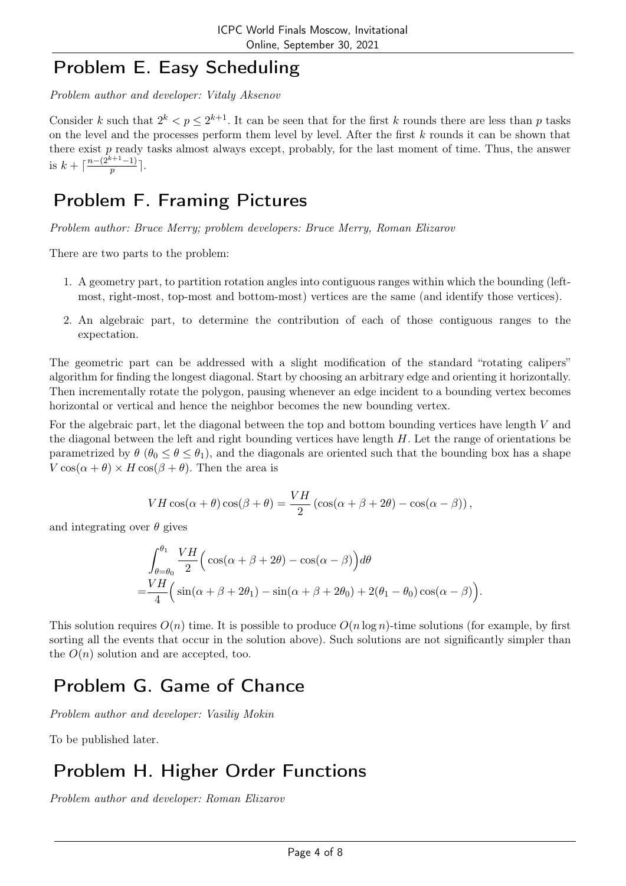## Problem E. Easy Scheduling

*Problem author and developer: Vitaly Aksenov*

Consider $k$ such that $2^k < p \le 2^{k+1}$. It can be seen that for the first $k$ rounds there are less than $p$ tasks on the level and the processes perform them level by level. After the first $k$ rounds it can be shown that there exist $p$ ready tasks almost always except, probably, for the last moment of time. Thus, the answer is $k + \lceil \frac{n-(2^{k+1}-1)}{p} \rceil$.

## Problem F. Framing Pictures

*Problem author: Bruce Merry; problem developers: Bruce Merry, Roman Elizarov*

There are two parts to the problem:

1. A geometry part, to partition rotation angles into contiguous ranges within which the bounding (left-most, right-most, top-most and bottom-most) vertices are the same (and identify those vertices).
2. An algebraic part, to determine the contribution of each of those contiguous ranges to the expectation.

The geometric part can be addressed with a slight modification of the standard "rotating calipers" algorithm for finding the longest diagonal. Start by choosing an arbitrary edge and orienting it horizontally. Then incrementally rotate the polygon, pausing whenever an edge incident to a bounding vertex becomes horizontal or vertical and hence the neighbor becomes the new bounding vertex.

For the algebraic part, let the diagonal between the top and bottom bounding vertices have length $V$ and the diagonal between the left and right bounding vertices have length $H$. Let the range of orientations be parametrized by $\theta$ ($\theta_0 \le \theta \le \theta_1$), and the diagonals are oriented such that the bounding box has a shape $V\cos(\alpha+\theta) \times H\cos(\beta+\theta)$. Then the area is

$$VH\cos(\alpha+\theta)\cos(\beta+\theta) = \frac{VH}{2}\left(\cos(\alpha+\beta+2\theta) - \cos(\alpha-\beta)\right),$$

and integrating over $\theta$ gives

$$\begin{aligned}
&\int_{\theta=\theta_0}^{\theta_1} \frac{VH}{2}\Big(\cos(\alpha+\beta+2\theta) - \cos(\alpha-\beta)\Big)d\theta \\
=&\frac{VH}{4}\Big(\sin(\alpha+\beta+2\theta_1) - \sin(\alpha+\beta+2\theta_0) + 2(\theta_1-\theta_0)\cos(\alpha-\beta)\Big).
\end{aligned}$$

This solution requires $O(n)$ time. It is possible to produce $O(n\log n)$-time solutions (for example, by first sorting all the events that occur in the solution above). Such solutions are not significantly simpler than the $O(n)$ solution and are accepted, too.

## Problem G. Game of Chance

*Problem author and developer: Vasiliy Mokin*

To be published later.

## Problem H. Higher Order Functions

*Problem author and developer: Roman Elizarov*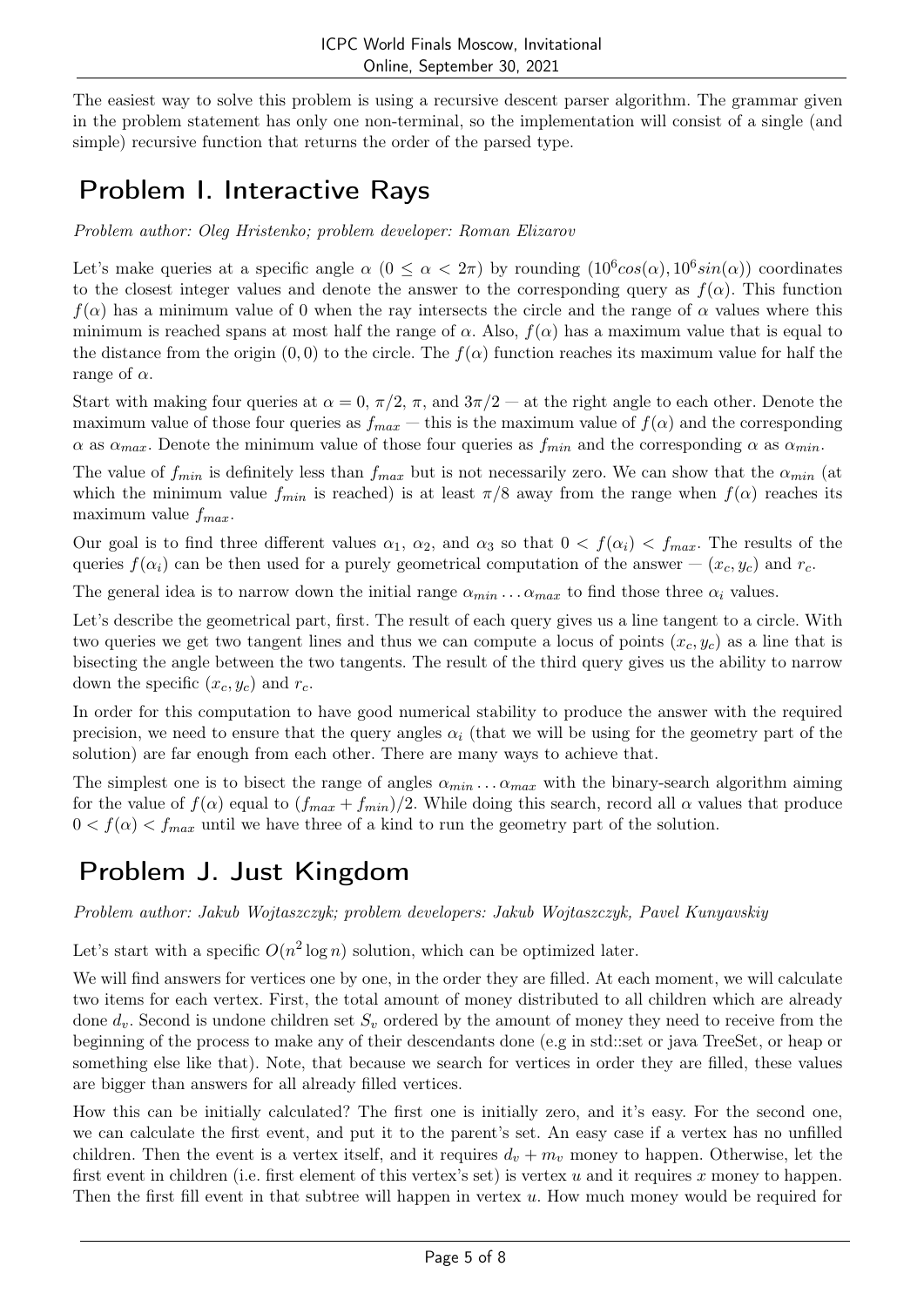The easiest way to solve this problem is using a recursive descent parser algorithm. The grammar given in the problem statement has only one non-terminal, so the implementation will consist of a single (and simple) recursive function that returns the order of the parsed type.

# Problem I. Interactive Rays

*Problem author: Oleg Hristenko; problem developer: Roman Elizarov*

Let's make queries at a specific angle $\alpha$ ($0 \le \alpha < 2\pi$) by rounding $(10^6 cos(\alpha), 10^6 sin(\alpha))$ coordinates to the closest integer values and denote the answer to the corresponding query as $f(\alpha)$. This function $f(\alpha)$ has a minimum value of 0 when the ray intersects the circle and the range of $\alpha$ values where this minimum is reached spans at most half the range of $\alpha$. Also, $f(\alpha)$ has a maximum value that is equal to the distance from the origin $(0, 0)$ to the circle. The $f(\alpha)$ function reaches its maximum value for half the range of $\alpha$.

Start with making four queries at $\alpha = 0$, $\pi/2$, $\pi$, and $3\pi/2$ — at the right angle to each other. Denote the maximum value of those four queries as $f_{max}$ — this is the maximum value of $f(\alpha)$ and the corresponding $\alpha$ as $\alpha_{max}$. Denote the minimum value of those four queries as $f_{min}$ and the corresponding $\alpha$ as $\alpha_{min}$.

The value of $f_{min}$ is definitely less than $f_{max}$ but is not necessarily zero. We can show that the $\alpha_{min}$ (at which the minimum value $f_{min}$ is reached) is at least $\pi/8$ away from the range when $f(\alpha)$ reaches its maximum value $f_{max}$.

Our goal is to find three different values $\alpha_1$, $\alpha_2$, and $\alpha_3$ so that $0 < f(\alpha_i) < f_{max}$. The results of the queries $f(\alpha_i)$ can be then used for a purely geometrical computation of the answer — $(x_c, y_c)$ and $r_c$.

The general idea is to narrow down the initial range $\alpha_{min} \ldots \alpha_{max}$ to find those three $\alpha_i$ values.

Let's describe the geometrical part, first. The result of each query gives us a line tangent to a circle. With two queries we get two tangent lines and thus we can compute a locus of points $(x_c, y_c)$ as a line that is bisecting the angle between the two tangents. The result of the third query gives us the ability to narrow down the specific $(x_c, y_c)$ and $r_c$.

In order for this computation to have good numerical stability to produce the answer with the required precision, we need to ensure that the query angles $\alpha_i$ (that we will be using for the geometry part of the solution) are far enough from each other. There are many ways to achieve that.

The simplest one is to bisect the range of angles $\alpha_{min} \ldots \alpha_{max}$ with the binary-search algorithm aiming for the value of $f(\alpha)$ equal to $(f_{max} + f_{min})/2$. While doing this search, record all $\alpha$ values that produce $0 < f(\alpha) < f_{max}$ until we have three of a kind to run the geometry part of the solution.

# Problem J. Just Kingdom

*Problem author: Jakub Wojtaszczyk; problem developers: Jakub Wojtaszczyk, Pavel Kunyavskiy*

Let's start with a specific $O(n^2 \log n)$ solution, which can be optimized later.

We will find answers for vertices one by one, in the order they are filled. At each moment, we will calculate two items for each vertex. First, the total amount of money distributed to all children which are already done $d_v$. Second is undone children set $S_v$ ordered by the amount of money they need to receive from the beginning of the process to make any of their descendants done (e.g in std::set or java TreeSet, or heap or something else like that). Note, that because we search for vertices in order they are filled, these values are bigger than answers for all already filled vertices.

How this can be initially calculated? The first one is initially zero, and it's easy. For the second one, we can calculate the first event, and put it to the parent's set. An easy case if a vertex has no unfilled children. Then the event is a vertex itself, and it requires $d_v + m_v$ money to happen. Otherwise, let the first event in children (i.e. first element of this vertex's set) is vertex $u$ and it requires $x$ money to happen. Then the first fill event in that subtree will happen in vertex $u$. How much money would be required for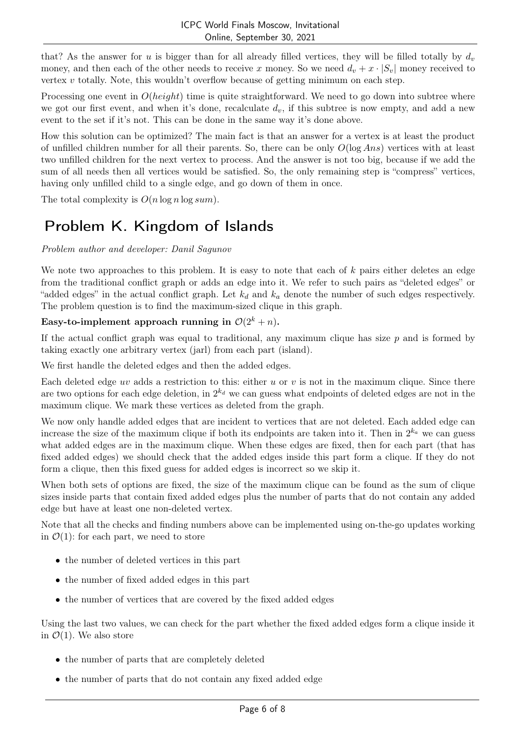that? As the answer for $u$ is bigger than for all already filled vertices, they will be filled totally by $d_v$ money, and then each of the other needs to receive $x$ money. So we need $d_v + x \cdot |S_v|$ money received to vertex $v$ totally. Note, this wouldn't overflow because of getting minimum on each step.

Processing one event in $O(height)$ time is quite straightforward. We need to go down into subtree where we got our first event, and when it's done, recalculate $d_v$, if this subtree is now empty, and add a new event to the set if it's not. This can be done in the same way it's done above.

How this solution can be optimized? The main fact is that an answer for a vertex is at least the product of unfilled children number for all their parents. So, there can be only $O(\log Ans)$ vertices with at least two unfilled children for the next vertex to process. And the answer is not too big, because if we add the sum of all needs then all vertices would be satisfied. So, the only remaining step is "compress" vertices, having only unfilled child to a single edge, and go down of them in once.

The total complexity is $O(n \log n \log sum)$.

# Problem K. Kingdom of Islands

*Problem author and developer: Danil Sagunov*

We note two approaches to this problem. It is easy to note that each of $k$ pairs either deletes an edge from the traditional conflict graph or adds an edge into it. We refer to such pairs as "deleted edges" or "added edges" in the actual conflict graph. Let $k_d$ and $k_a$ denote the number of such edges respectively. The problem question is to find the maximum-sized clique in this graph.

**Easy-to-implement approach running in $\mathcal{O}(2^k + n)$.**

If the actual conflict graph was equal to traditional, any maximum clique has size $p$ and is formed by taking exactly one arbitrary vertex (jarl) from each part (island).

We first handle the deleted edges and then the added edges.

Each deleted edge $uv$ adds a restriction to this: either $u$ or $v$ is not in the maximum clique. Since there are two options for each edge deletion, in $2^{k_d}$ we can guess what endpoints of deleted edges are not in the maximum clique. We mark these vertices as deleted from the graph.

We now only handle added edges that are incident to vertices that are not deleted. Each added edge can increase the size of the maximum clique if both its endpoints are taken into it. Then in $2^{k_a}$ we can guess what added edges are in the maximum clique. When these edges are fixed, then for each part (that has fixed added edges) we should check that the added edges inside this part form a clique. If they do not form a clique, then this fixed guess for added edges is incorrect so we skip it.

When both sets of options are fixed, the size of the maximum clique can be found as the sum of clique sizes inside parts that contain fixed added edges plus the number of parts that do not contain any added edge but have at least one non-deleted vertex.

Note that all the checks and finding numbers above can be implemented using on-the-go updates working in $\mathcal{O}(1)$: for each part, we need to store

- the number of deleted vertices in this part
- the number of fixed added edges in this part
- the number of vertices that are covered by the fixed added edges

Using the last two values, we can check for the part whether the fixed added edges form a clique inside it in $\mathcal{O}(1)$. We also store

- the number of parts that are completely deleted
- the number of parts that do not contain any fixed added edge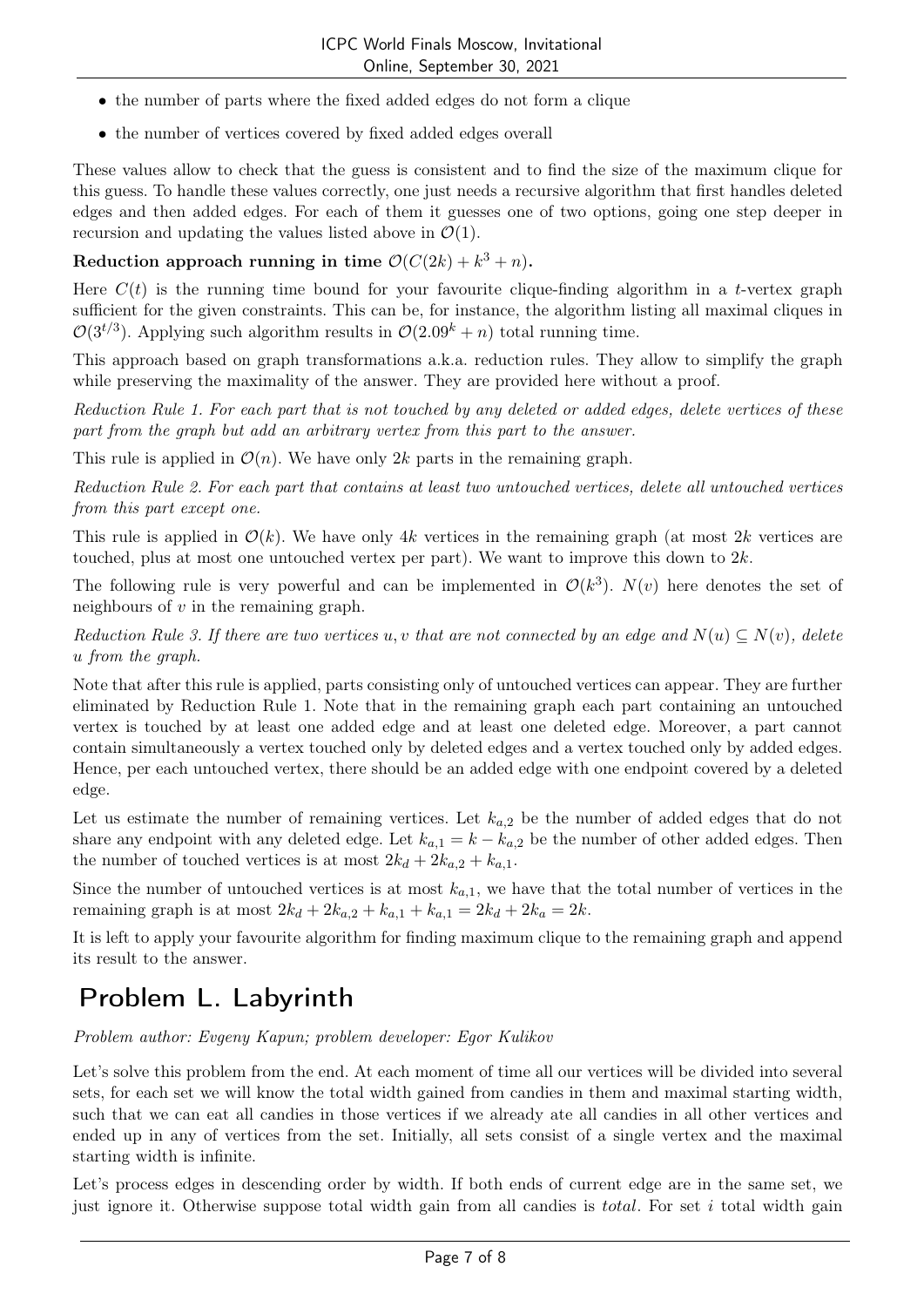- the number of parts where the fixed added edges do not form a clique
- the number of vertices covered by fixed added edges overall

These values allow to check that the guess is consistent and to find the size of the maximum clique for this guess. To handle these values correctly, one just needs a recursive algorithm that first handles deleted edges and then added edges. For each of them it guesses one of two options, going one step deeper in recursion and updating the values listed above in $\mathcal{O}(1)$.

**Reduction approach running in time $\mathcal{O}(C(2k) + k^3 + n)$.**

Here $C(t)$ is the running time bound for your favourite clique-finding algorithm in a $t$-vertex graph sufficient for the given constraints. This can be, for instance, the algorithm listing all maximal cliques in $\mathcal{O}(3^{t/3})$. Applying such algorithm results in $\mathcal{O}(2.09^k + n)$ total running time.

This approach based on graph transformations a.k.a. reduction rules. They allow to simplify the graph while preserving the maximality of the answer. They are provided here without a proof.

*Reduction Rule 1. For each part that is not touched by any deleted or added edges, delete vertices of these part from the graph but add an arbitrary vertex from this part to the answer.*

This rule is applied in $\mathcal{O}(n)$. We have only $2k$ parts in the remaining graph.

*Reduction Rule 2. For each part that contains at least two untouched vertices, delete all untouched vertices from this part except one.*

This rule is applied in $\mathcal{O}(k)$. We have only $4k$ vertices in the remaining graph (at most $2k$ vertices are touched, plus at most one untouched vertex per part). We want to improve this down to $2k$.

The following rule is very powerful and can be implemented in $\mathcal{O}(k^3)$. $N(v)$ here denotes the set of neighbours of $v$ in the remaining graph.

*Reduction Rule 3. If there are two vertices $u, v$ that are not connected by an edge and $N(u) \subseteq N(v)$, delete $u$ from the graph.*

Note that after this rule is applied, parts consisting only of untouched vertices can appear. They are further eliminated by Reduction Rule 1. Note that in the remaining graph each part containing an untouched vertex is touched by at least one added edge and at least one deleted edge. Moreover, a part cannot contain simultaneously a vertex touched only by deleted edges and a vertex touched only by added edges. Hence, per each untouched vertex, there should be an added edge with one endpoint covered by a deleted edge.

Let us estimate the number of remaining vertices. Let $k_{a,2}$ be the number of added edges that do not share any endpoint with any deleted edge. Let $k_{a,1} = k - k_{a,2}$ be the number of other added edges. Then the number of touched vertices is at most $2k_d + 2k_{a,2} + k_{a,1}$.

Since the number of untouched vertices is at most $k_{a,1}$, we have that the total number of vertices in the remaining graph is at most $2k_d + 2k_{a,2} + k_{a,1} + k_{a,1} = 2k_d + 2k_a = 2k$.

It is left to apply your favourite algorithm for finding maximum clique to the remaining graph and append its result to the answer.

# Problem L. Labyrinth

*Problem author: Evgeny Kapun; problem developer: Egor Kulikov*

Let's solve this problem from the end. At each moment of time all our vertices will be divided into several sets, for each set we will know the total width gained from candies in them and maximal starting width, such that we can eat all candies in those vertices if we already ate all candies in all other vertices and ended up in any of vertices from the set. Initially, all sets consist of a single vertex and the maximal starting width is infinite.

Let's process edges in descending order by width. If both ends of current edge are in the same set, we just ignore it. Otherwise suppose total width gain from all candies is *total*. For set $i$ total width gain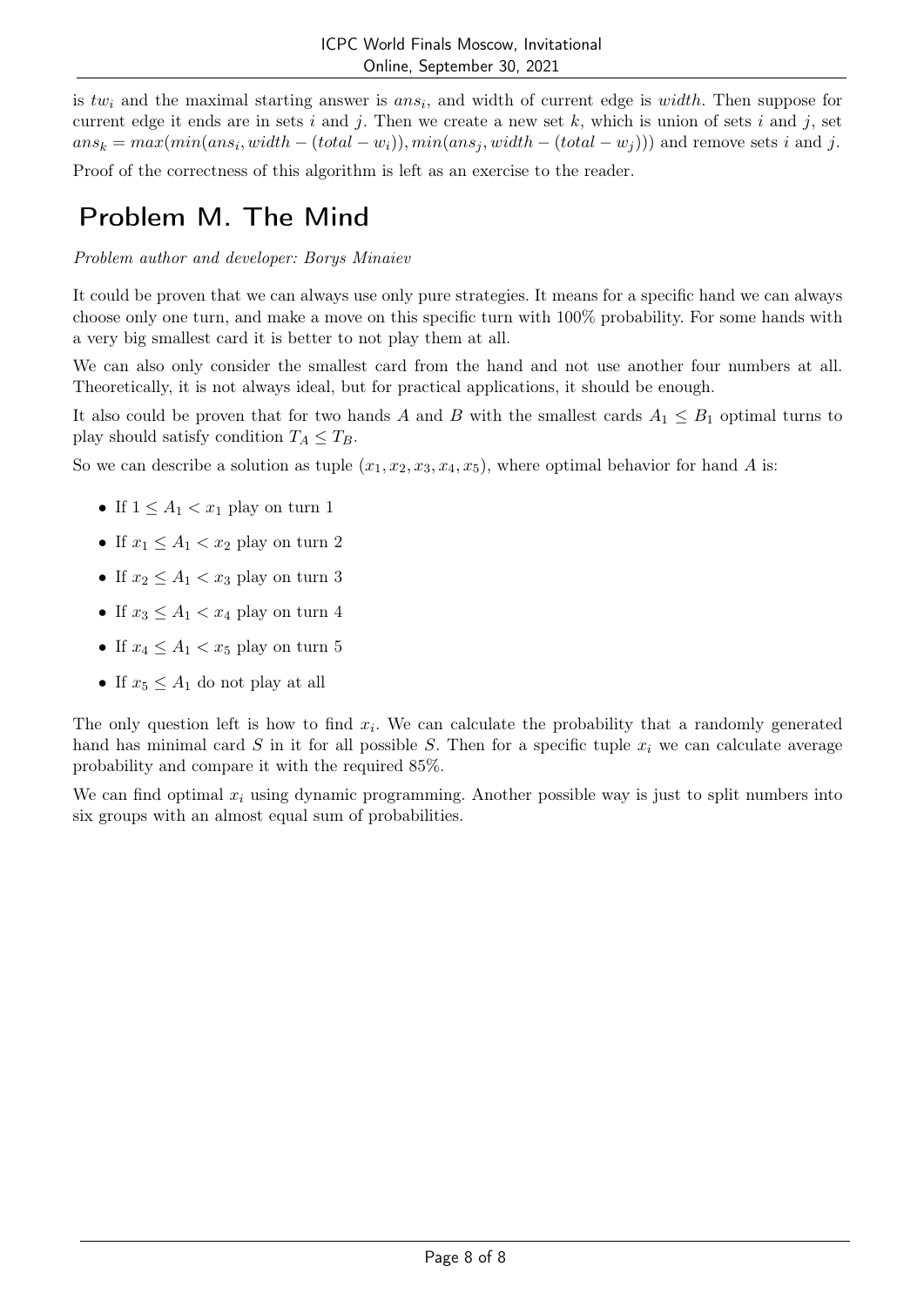is $tw_i$ and the maximal starting answer is $ans_i$, and width of current edge is $width$. Then suppose for current edge it ends are in sets $i$ and $j$. Then we create a new set $k$, which is union of sets $i$ and $j$, set $ans_k = max(min(ans_i, width - (total - w_i)), min(ans_j, width - (total - w_j)))$ and remove sets $i$ and $j$.

Proof of the correctness of this algorithm is left as an exercise to the reader.

# Problem M. The Mind

*Problem author and developer: Borys Minaiev*

It could be proven that we can always use only pure strategies. It means for a specific hand we can always choose only one turn, and make a move on this specific turn with 100% probability. For some hands with a very big smallest card it is better to not play them at all.

We can also only consider the smallest card from the hand and not use another four numbers at all. Theoretically, it is not always ideal, but for practical applications, it should be enough.

It also could be proven that for two hands $A$ and $B$ with the smallest cards $A_1 \le B_1$ optimal turns to play should satisfy condition $T_A \le T_B$.

So we can describe a solution as tuple $(x_1, x_2, x_3, x_4, x_5)$, where optimal behavior for hand $A$ is:

- If $1 \le A_1 < x_1$ play on turn 1
- If $x_1 \le A_1 < x_2$ play on turn 2
- If $x_2 \le A_1 < x_3$ play on turn 3
- If $x_3 \le A_1 < x_4$ play on turn 4
- If $x_4 \le A_1 < x_5$ play on turn 5
- If $x_5 \le A_1$ do not play at all

The only question left is how to find $x_i$. We can calculate the probability that a randomly generated hand has minimal card $S$ in it for all possible $S$. Then for a specific tuple $x_i$ we can calculate average probability and compare it with the required 85%.

We can find optimal $x_i$ using dynamic programming. Another possible way is just to split numbers into six groups with an almost equal sum of probabilities.